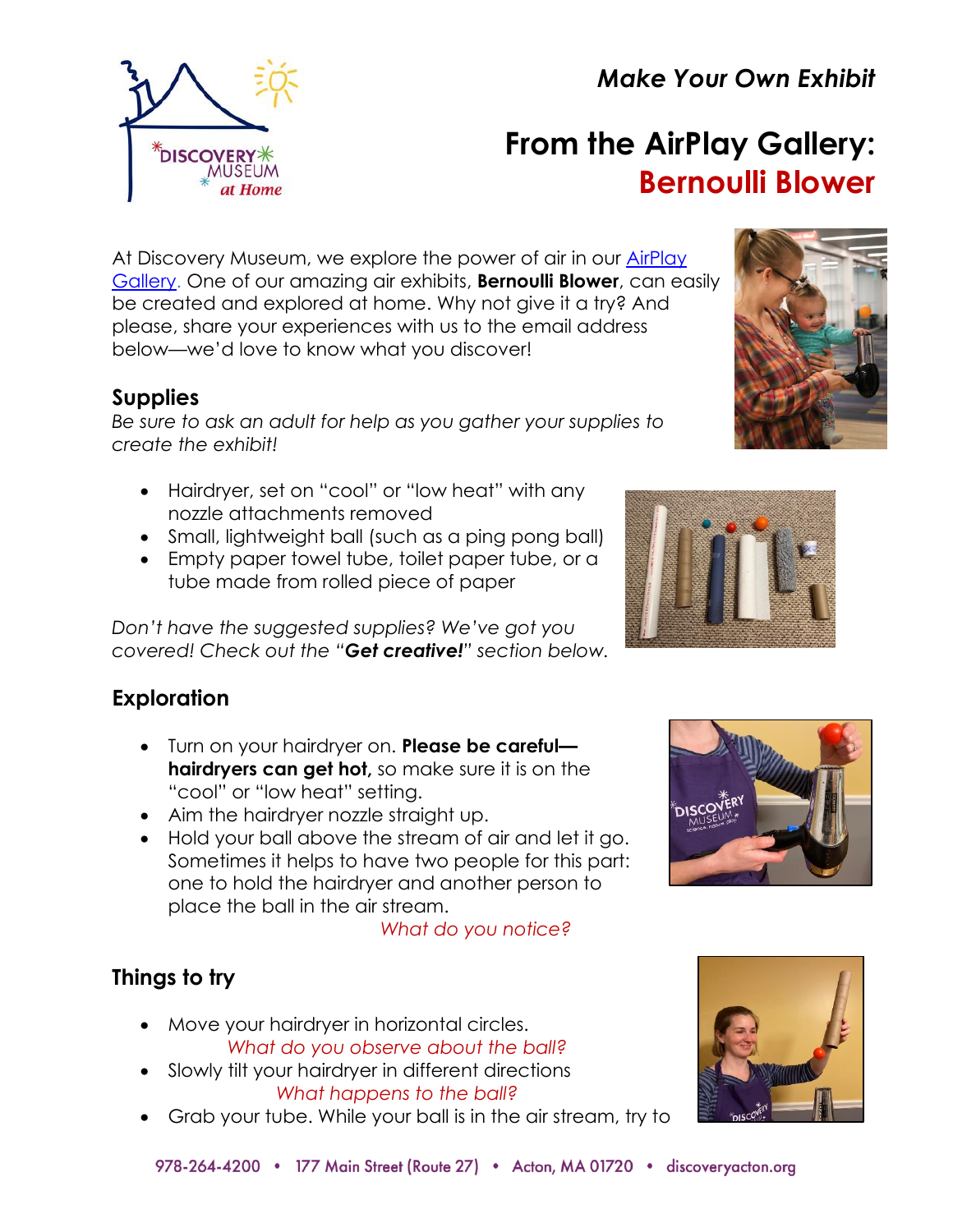*Make Your Own Exhibit*

# From the AirPlay Gallery: Bernoulli Blower

At Discovery Museum, we explore the power of air in our [AirPlay Gallery](). One of our amazing air exhibits, **Bernoulli Blower**, can easily be created and explored at home. Why not give it a try? And please, share your experiences with us to the email address below—we'd love to know what you discover!

## Supplies

*Be sure to ask an adult for help as you gather your supplies to create the exhibit!*

- Hairdryer, set on "cool" or "low heat" with any nozzle attachments removed
- Small, lightweight ball (such as a ping pong ball)
- Empty paper towel tube, toilet paper tube, or a tube made from rolled piece of paper

*Don't have the suggested supplies? We've got you covered! Check out the "**Get creative!**" section below.*

## Exploration

- Turn on your hairdryer on. **Please be careful—hairdryers can get hot,** so make sure it is on the "cool" or "low heat" setting.
- Aim the hairdryer nozzle straight up.
- Hold your ball above the stream of air and let it go. Sometimes it helps to have two people for this part: one to hold the hairdryer and another person to place the ball in the air stream.

  *What do you notice?*

## Things to try

- Move your hairdryer in horizontal circles.

  *What do you observe about the ball?*
- Slowly tilt your hairdryer in different directions

  *What happens to the ball?*
- Grab your tube. While your ball is in the air stream, try to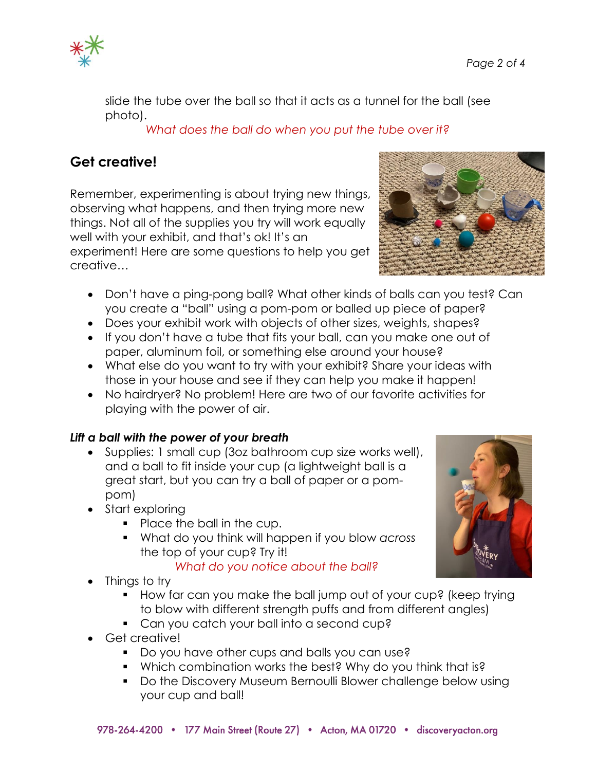slide the tube over the ball so that it acts as a tunnel for the ball (see photo).

*What does the ball do when you put the tube over it?*

## Get creative!

Remember, experimenting is about trying new things, observing what happens, and then trying more new things. Not all of the supplies you try will work equally well with your exhibit, and that's ok! It's an experiment! Here are some questions to help you get creative…

- Don't have a ping-pong ball? What other kinds of balls can you test? Can you create a "ball" using a pom-pom or balled up piece of paper?
- Does your exhibit work with objects of other sizes, weights, shapes?
- If you don't have a tube that fits your ball, can you make one out of paper, aluminum foil, or something else around your house?
- What else do you want to try with your exhibit? Share your ideas with those in your house and see if they can help you make it happen!
- No hairdryer? No problem! Here are two of our favorite activities for playing with the power of air.

***Lift a ball with the power of your breath***

- Supplies: 1 small cup (3oz bathroom cup size works well), and a ball to fit inside your cup (a lightweight ball is a great start, but you can try a ball of paper or a pom-pom)
- Start exploring
  - Place the ball in the cup.
  - What do you think will happen if you blow *across* the top of your cup? Try it!

    *What do you notice about the ball?*
- Things to try
  - How far can you make the ball jump out of your cup? (keep trying to blow with different strength puffs and from different angles)
  - Can you catch your ball into a second cup?
- Get creative!
  - Do you have other cups and balls you can use?
  - Which combination works the best? Why do you think that is?
  - Do the Discovery Museum Bernoulli Blower challenge below using your cup and ball!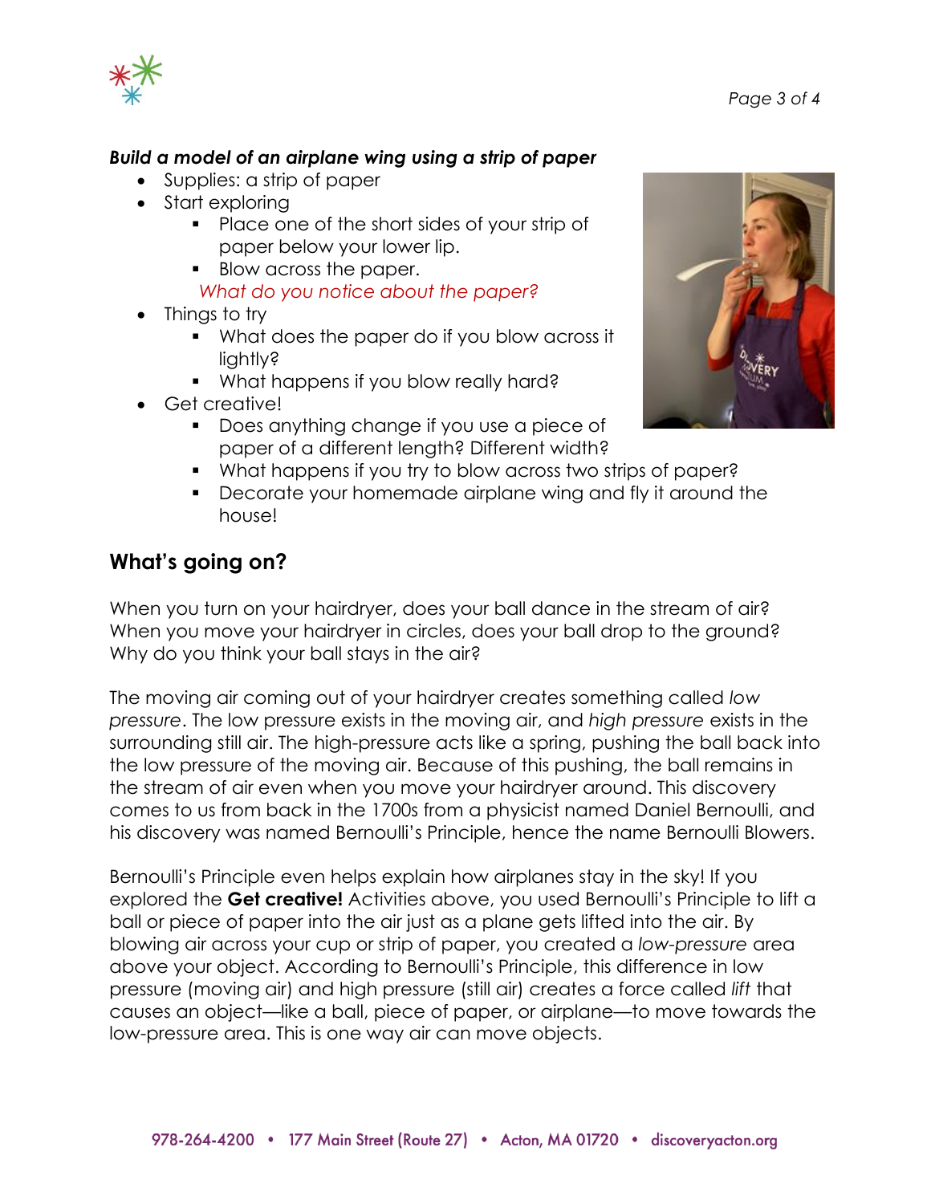***Build a model of an airplane wing using a strip of paper***

- Supplies: a strip of paper
- Start exploring
  - Place one of the short sides of your strip of paper below your lower lip.
  - Blow across the paper.

  *What do you notice about the paper?*
- Things to try
  - What does the paper do if you blow across it lightly?
  - What happens if you blow really hard?
- Get creative!
  - Does anything change if you use a piece of paper of a different length? Different width?
  - What happens if you try to blow across two strips of paper?
  - Decorate your homemade airplane wing and fly it around the house!

## What's going on?

When you turn on your hairdryer, does your ball dance in the stream of air? When you move your hairdryer in circles, does your ball drop to the ground? Why do you think your ball stays in the air?

The moving air coming out of your hairdryer creates something called *low pressure*. The low pressure exists in the moving air, and *high pressure* exists in the surrounding still air. The high-pressure acts like a spring, pushing the ball back into the low pressure of the moving air. Because of this pushing, the ball remains in the stream of air even when you move your hairdryer around. This discovery comes to us from back in the 1700s from a physicist named Daniel Bernoulli, and his discovery was named Bernoulli's Principle, hence the name Bernoulli Blowers.

Bernoulli's Principle even helps explain how airplanes stay in the sky! If you explored the **Get creative!** Activities above, you used Bernoulli's Principle to lift a ball or piece of paper into the air just as a plane gets lifted into the air. By blowing air across your cup or strip of paper, you created a *low-pressure* area above your object. According to Bernoulli's Principle, this difference in low pressure (moving air) and high pressure (still air) creates a force called *lift* that causes an object—like a ball, piece of paper, or airplane—to move towards the low-pressure area. This is one way air can move objects.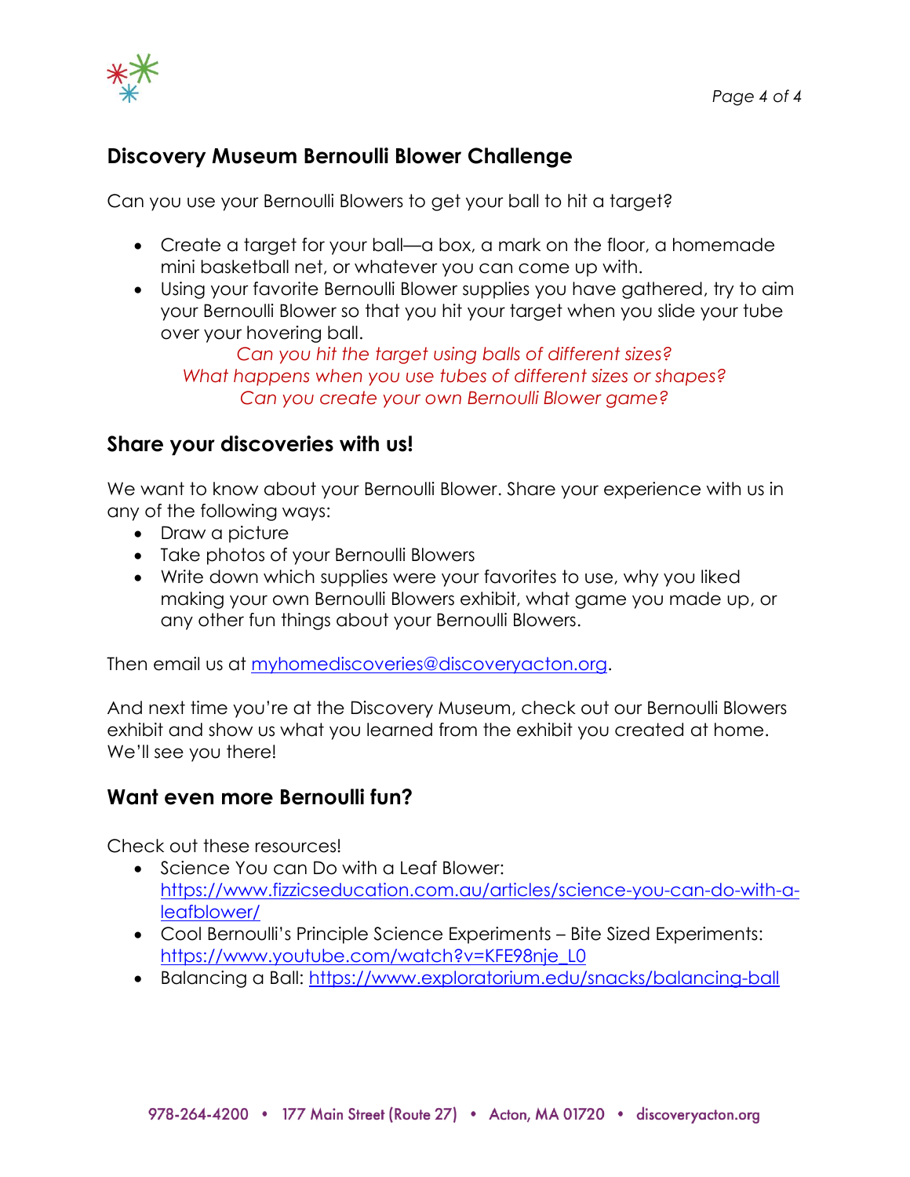## Discovery Museum Bernoulli Blower Challenge

Can you use your Bernoulli Blowers to get your ball to hit a target?

- Create a target for your ball—a box, a mark on the floor, a homemade mini basketball net, or whatever you can come up with.
- Using your favorite Bernoulli Blower supplies you have gathered, try to aim your Bernoulli Blower so that you hit your target when you slide your tube over your hovering ball.

*Can you hit the target using balls of different sizes?*
*What happens when you use tubes of different sizes or shapes?*
*Can you create your own Bernoulli Blower game?*

## Share your discoveries with us!

We want to know about your Bernoulli Blower. Share your experience with us in any of the following ways:

- Draw a picture
- Take photos of your Bernoulli Blowers
- Write down which supplies were your favorites to use, why you liked making your own Bernoulli Blowers exhibit, what game you made up, or any other fun things about your Bernoulli Blowers.

Then email us at myhomediscoveries@discoveryacton.org.

And next time you're at the Discovery Museum, check out our Bernoulli Blowers exhibit and show us what you learned from the exhibit you created at home. We'll see you there!

## Want even more Bernoulli fun?

Check out these resources!

- Science You can Do with a Leaf Blower: https://www.fizzicseducation.com.au/articles/science-you-can-do-with-a-leafblower/
- Cool Bernoulli's Principle Science Experiments – Bite Sized Experiments: https://www.youtube.com/watch?v=KFE98nje_L0
- Balancing a Ball: https://www.exploratorium.edu/snacks/balancing-ball